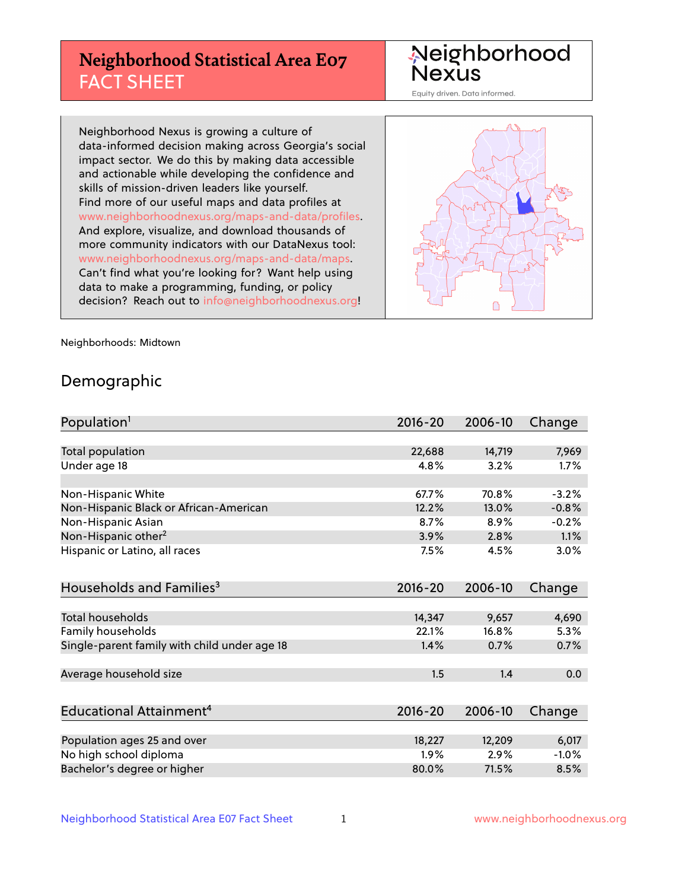# Neighborhood Statistical Area E07
## FACT SHEET

Neighborhood Nexus
Equity driven. Data informed.

Neighborhood Nexus is growing a culture of data-informed decision making across Georgia's social impact sector. We do this by making data accessible and actionable while developing the confidence and skills of mission-driven leaders like yourself. Find more of our useful maps and data profiles at www.neighborhoodnexus.org/maps-and-data/profiles. And explore, visualize, and download thousands of more community indicators with our DataNexus tool: www.neighborhoodnexus.org/maps-and-data/maps. Can't find what you're looking for? Want help using data to make a programming, funding, or policy decision? Reach out to info@neighborhoodnexus.org!

Neighborhoods: Midtown

## Demographic

| Population[1] | 2016-20 | 2006-10 | Change |
|---|---|---|---|
| Total population | 22,688 | 14,719 | 7,969 |
| Under age 18 | 4.8% | 3.2% | 1.7% |
| | | | |
| Non-Hispanic White | 67.7% | 70.8% | -3.2% |
| Non-Hispanic Black or African-American | 12.2% | 13.0% | -0.8% |
| Non-Hispanic Asian | 8.7% | 8.9% | -0.2% |
| Non-Hispanic other[2] | 3.9% | 2.8% | 1.1% |
| Hispanic or Latino, all races | 7.5% | 4.5% | 3.0% |

| Households and Families[3] | 2016-20 | 2006-10 | Change |
|---|---|---|---|
| Total households | 14,347 | 9,657 | 4,690 |
| Family households | 22.1% | 16.8% | 5.3% |
| Single-parent family with child under age 18 | 1.4% | 0.7% | 0.7% |
| | | | |
| Average household size | 1.5 | 1.4 | 0.0 |

| Educational Attainment[4] | 2016-20 | 2006-10 | Change |
|---|---|---|---|
| Population ages 25 and over | 18,227 | 12,209 | 6,017 |
| No high school diploma | 1.9% | 2.9% | -1.0% |
| Bachelor's degree or higher | 80.0% | 71.5% | 8.5% |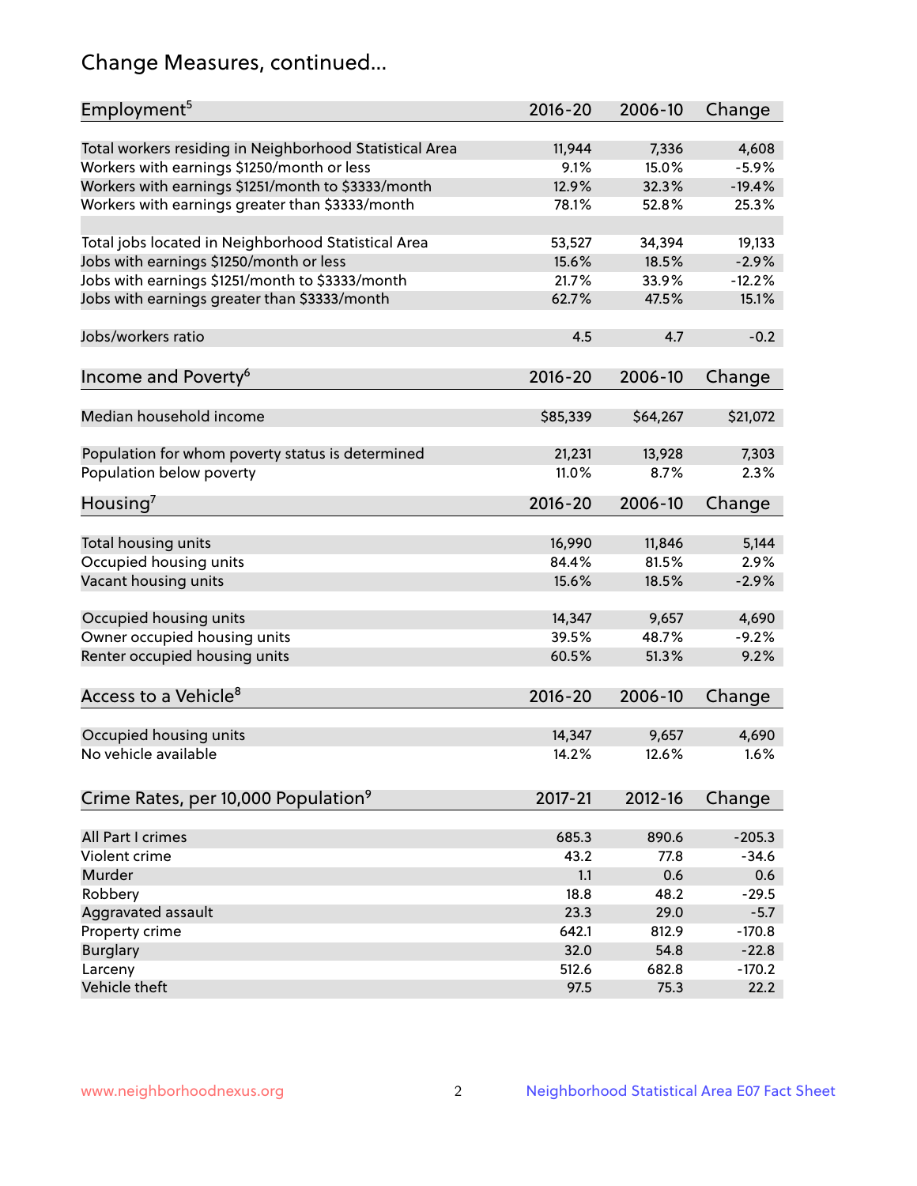# Change Measures, continued...

| Employment[5] | 2016-20 | 2006-10 | Change |
|---|---|---|---|
| Total workers residing in Neighborhood Statistical Area | 11,944 | 7,336 | 4,608 |
| Workers with earnings $1250/month or less | 9.1% | 15.0% | -5.9% |
| Workers with earnings $1251/month to $3333/month | 12.9% | 32.3% | -19.4% |
| Workers with earnings greater than $3333/month | 78.1% | 52.8% | 25.3% |
| | | | |
| Total jobs located in Neighborhood Statistical Area | 53,527 | 34,394 | 19,133 |
| Jobs with earnings $1250/month or less | 15.6% | 18.5% | -2.9% |
| Jobs with earnings $1251/month to $3333/month | 21.7% | 33.9% | -12.2% |
| Jobs with earnings greater than $3333/month | 62.7% | 47.5% | 15.1% |
| | | | |
| Jobs/workers ratio | 4.5 | 4.7 | -0.2 |

| Income and Poverty[6] | 2016-20 | 2006-10 | Change |
|---|---|---|---|
| Median household income | $85,339 | $64,267 | $21,072 |
| | | | |
| Population for whom poverty status is determined | 21,231 | 13,928 | 7,303 |
| Population below poverty | 11.0% | 8.7% | 2.3% |

| Housing[7] | 2016-20 | 2006-10 | Change |
|---|---|---|---|
| Total housing units | 16,990 | 11,846 | 5,144 |
| Occupied housing units | 84.4% | 81.5% | 2.9% |
| Vacant housing units | 15.6% | 18.5% | -2.9% |
| | | | |
| Occupied housing units | 14,347 | 9,657 | 4,690 |
| Owner occupied housing units | 39.5% | 48.7% | -9.2% |
| Renter occupied housing units | 60.5% | 51.3% | 9.2% |

| Access to a Vehicle[8] | 2016-20 | 2006-10 | Change |
|---|---|---|---|
| Occupied housing units | 14,347 | 9,657 | 4,690 |
| No vehicle available | 14.2% | 12.6% | 1.6% |

| Crime Rates, per 10,000 Population[9] | 2017-21 | 2012-16 | Change |
|---|---|---|---|
| All Part I crimes | 685.3 | 890.6 | -205.3 |
| Violent crime | 43.2 | 77.8 | -34.6 |
| Murder | 1.1 | 0.6 | 0.6 |
| Robbery | 18.8 | 48.2 | -29.5 |
| Aggravated assault | 23.3 | 29.0 | -5.7 |
| Property crime | 642.1 | 812.9 | -170.8 |
| Burglary | 32.0 | 54.8 | -22.8 |
| Larceny | 512.6 | 682.8 | -170.2 |
| Vehicle theft | 97.5 | 75.3 | 22.2 |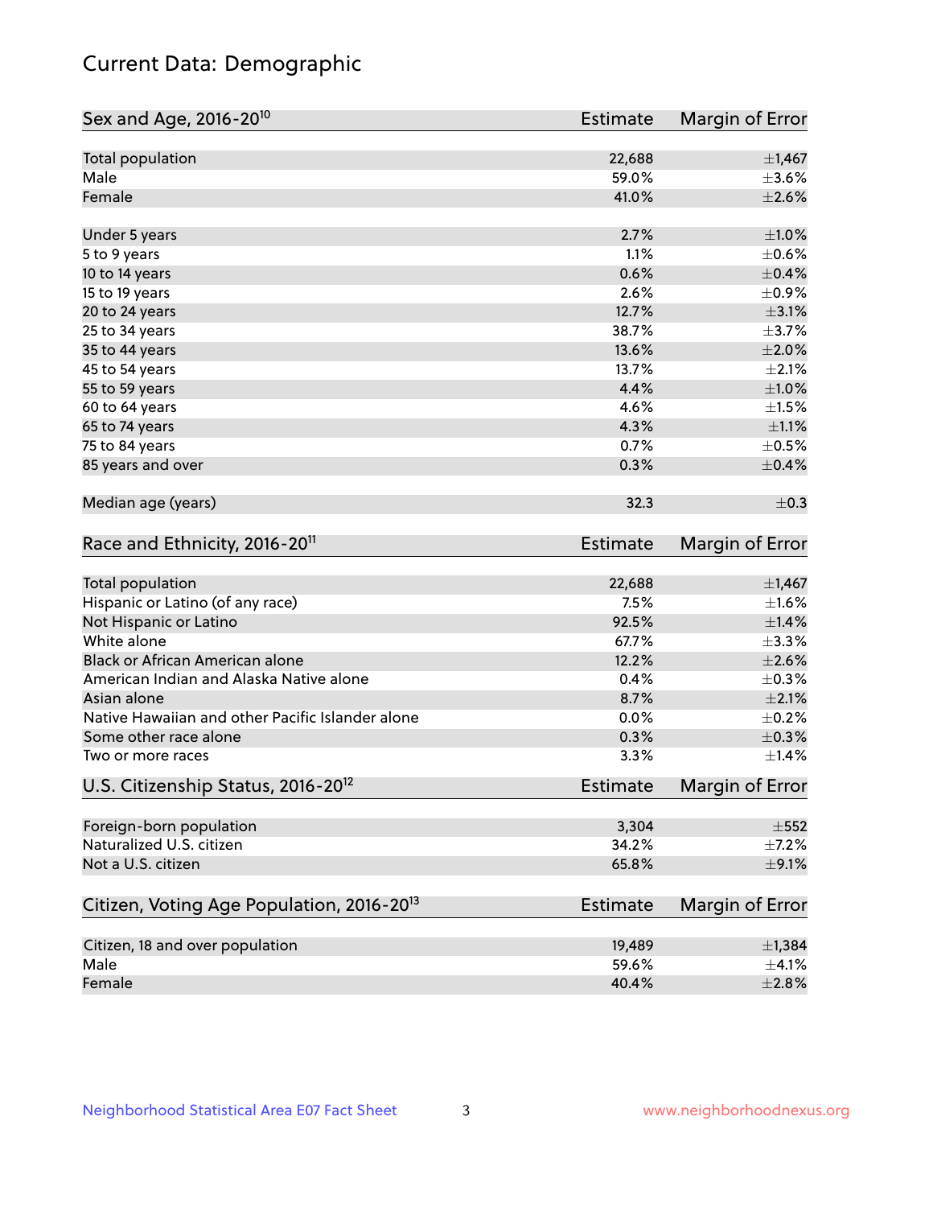# Current Data: Demographic

| Sex and Age, 2016-20[10] | Estimate | Margin of Error |
|---|---|---|
| Total population | 22,688 | ±1,467 |
| Male | 59.0% | ±3.6% |
| Female | 41.0% | ±2.6% |
| Under 5 years | 2.7% | ±1.0% |
| 5 to 9 years | 1.1% | ±0.6% |
| 10 to 14 years | 0.6% | ±0.4% |
| 15 to 19 years | 2.6% | ±0.9% |
| 20 to 24 years | 12.7% | ±3.1% |
| 25 to 34 years | 38.7% | ±3.7% |
| 35 to 44 years | 13.6% | ±2.0% |
| 45 to 54 years | 13.7% | ±2.1% |
| 55 to 59 years | 4.4% | ±1.0% |
| 60 to 64 years | 4.6% | ±1.5% |
| 65 to 74 years | 4.3% | ±1.1% |
| 75 to 84 years | 0.7% | ±0.5% |
| 85 years and over | 0.3% | ±0.4% |
| Median age (years) | 32.3 | ±0.3 |

| Race and Ethnicity, 2016-20[11] | Estimate | Margin of Error |
|---|---|---|
| Total population | 22,688 | ±1,467 |
| Hispanic or Latino (of any race) | 7.5% | ±1.6% |
| Not Hispanic or Latino | 92.5% | ±1.4% |
| White alone | 67.7% | ±3.3% |
| Black or African American alone | 12.2% | ±2.6% |
| American Indian and Alaska Native alone | 0.4% | ±0.3% |
| Asian alone | 8.7% | ±2.1% |
| Native Hawaiian and other Pacific Islander alone | 0.0% | ±0.2% |
| Some other race alone | 0.3% | ±0.3% |
| Two or more races | 3.3% | ±1.4% |

| U.S. Citizenship Status, 2016-20[12] | Estimate | Margin of Error |
|---|---|---|
| Foreign-born population | 3,304 | ±552 |
| Naturalized U.S. citizen | 34.2% | ±7.2% |
| Not a U.S. citizen | 65.8% | ±9.1% |

| Citizen, Voting Age Population, 2016-20[13] | Estimate | Margin of Error |
|---|---|---|
| Citizen, 18 and over population | 19,489 | ±1,384 |
| Male | 59.6% | ±4.1% |
| Female | 40.4% | ±2.8% |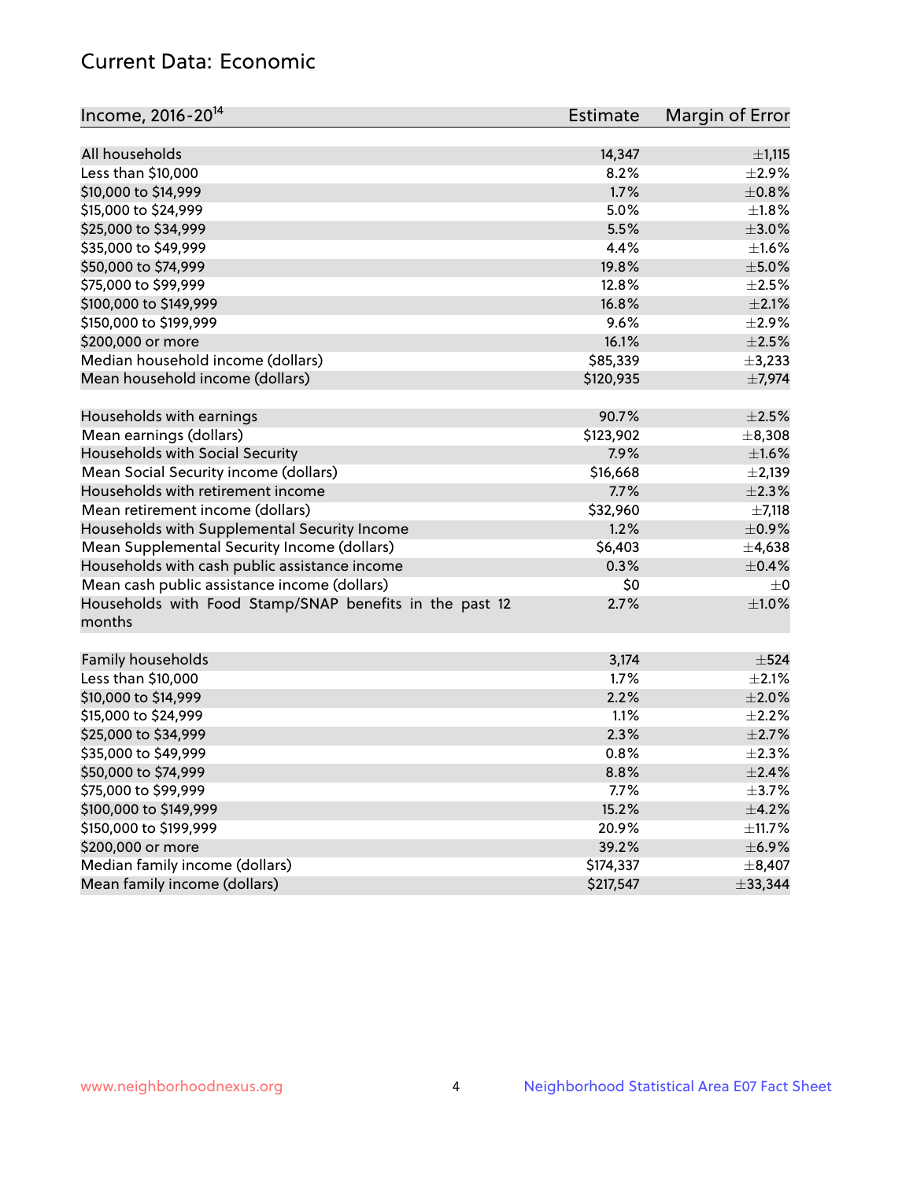# Current Data: Economic

| Income, 2016-20[14] | Estimate | Margin of Error |
|---|---|---|
| All households | 14,347 | ±1,115 |
| Less than $10,000 | 8.2% | ±2.9% |
| $10,000 to $14,999 | 1.7% | ±0.8% |
| $15,000 to $24,999 | 5.0% | ±1.8% |
| $25,000 to $34,999 | 5.5% | ±3.0% |
| $35,000 to $49,999 | 4.4% | ±1.6% |
| $50,000 to $74,999 | 19.8% | ±5.0% |
| $75,000 to $99,999 | 12.8% | ±2.5% |
| $100,000 to $149,999 | 16.8% | ±2.1% |
| $150,000 to $199,999 | 9.6% | ±2.9% |
| $200,000 or more | 16.1% | ±2.5% |
| Median household income (dollars) | $85,339 | ±3,233 |
| Mean household income (dollars) | $120,935 | ±7,974 |
| | | |
| Households with earnings | 90.7% | ±2.5% |
| Mean earnings (dollars) | $123,902 | ±8,308 |
| Households with Social Security | 7.9% | ±1.6% |
| Mean Social Security income (dollars) | $16,668 | ±2,139 |
| Households with retirement income | 7.7% | ±2.3% |
| Mean retirement income (dollars) | $32,960 | ±7,118 |
| Households with Supplemental Security Income | 1.2% | ±0.9% |
| Mean Supplemental Security Income (dollars) | $6,403 | ±4,638 |
| Households with cash public assistance income | 0.3% | ±0.4% |
| Mean cash public assistance income (dollars) | $0 | ±0 |
| Households with Food Stamp/SNAP benefits in the past 12 months | 2.7% | ±1.0% |
| | | |
| Family households | 3,174 | ±524 |
| Less than $10,000 | 1.7% | ±2.1% |
| $10,000 to $14,999 | 2.2% | ±2.0% |
| $15,000 to $24,999 | 1.1% | ±2.2% |
| $25,000 to $34,999 | 2.3% | ±2.7% |
| $35,000 to $49,999 | 0.8% | ±2.3% |
| $50,000 to $74,999 | 8.8% | ±2.4% |
| $75,000 to $99,999 | 7.7% | ±3.7% |
| $100,000 to $149,999 | 15.2% | ±4.2% |
| $150,000 to $199,999 | 20.9% | ±11.7% |
| $200,000 or more | 39.2% | ±6.9% |
| Median family income (dollars) | $174,337 | ±8,407 |
| Mean family income (dollars) | $217,547 | ±33,344 |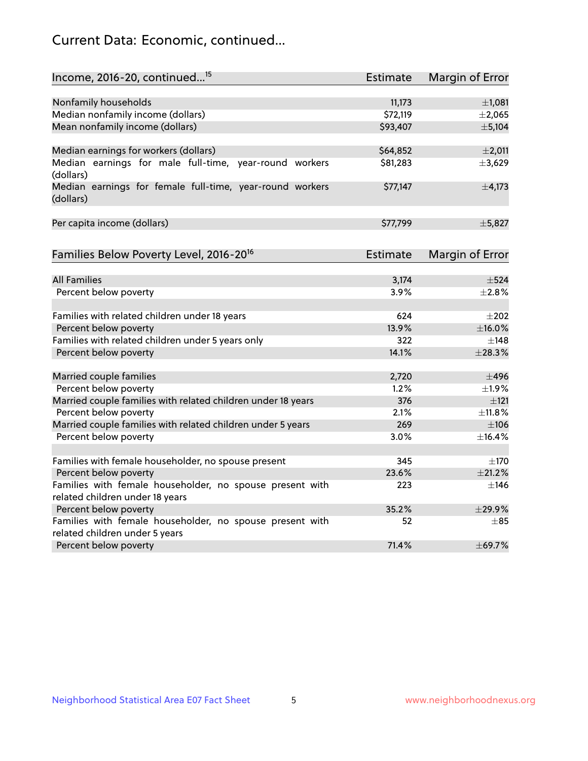## Current Data: Economic, continued...

| Income, 2016-20, continued...[15] | Estimate | Margin of Error |
|---|---|---|
| Nonfamily households | 11,173 | ±1,081 |
| Median nonfamily income (dollars) | $72,119 | ±2,065 |
| Mean nonfamily income (dollars) | $93,407 | ±5,104 |
| | | |
| Median earnings for workers (dollars) | $64,852 | ±2,011 |
| Median earnings for male full-time, year-round workers (dollars) | $81,283 | ±3,629 |
| Median earnings for female full-time, year-round workers (dollars) | $77,147 | ±4,173 |
| | | |
| Per capita income (dollars) | $77,799 | ±5,827 |

| Families Below Poverty Level, 2016-20[16] | Estimate | Margin of Error |
|---|---|---|
| All Families | 3,174 | ±524 |
| Percent below poverty | 3.9% | ±2.8% |
| | | |
| Families with related children under 18 years | 624 | ±202 |
| Percent below poverty | 13.9% | ±16.0% |
| Families with related children under 5 years only | 322 | ±148 |
| Percent below poverty | 14.1% | ±28.3% |
| | | |
| Married couple families | 2,720 | ±496 |
| Percent below poverty | 1.2% | ±1.9% |
| Married couple families with related children under 18 years | 376 | ±121 |
| Percent below poverty | 2.1% | ±11.8% |
| Married couple families with related children under 5 years | 269 | ±106 |
| Percent below poverty | 3.0% | ±16.4% |
| | | |
| Families with female householder, no spouse present | 345 | ±170 |
| Percent below poverty | 23.6% | ±21.2% |
| Families with female householder, no spouse present with related children under 18 years | 223 | ±146 |
| Percent below poverty | 35.2% | ±29.9% |
| Families with female householder, no spouse present with related children under 5 years | 52 | ±85 |
| Percent below poverty | 71.4% | ±69.7% |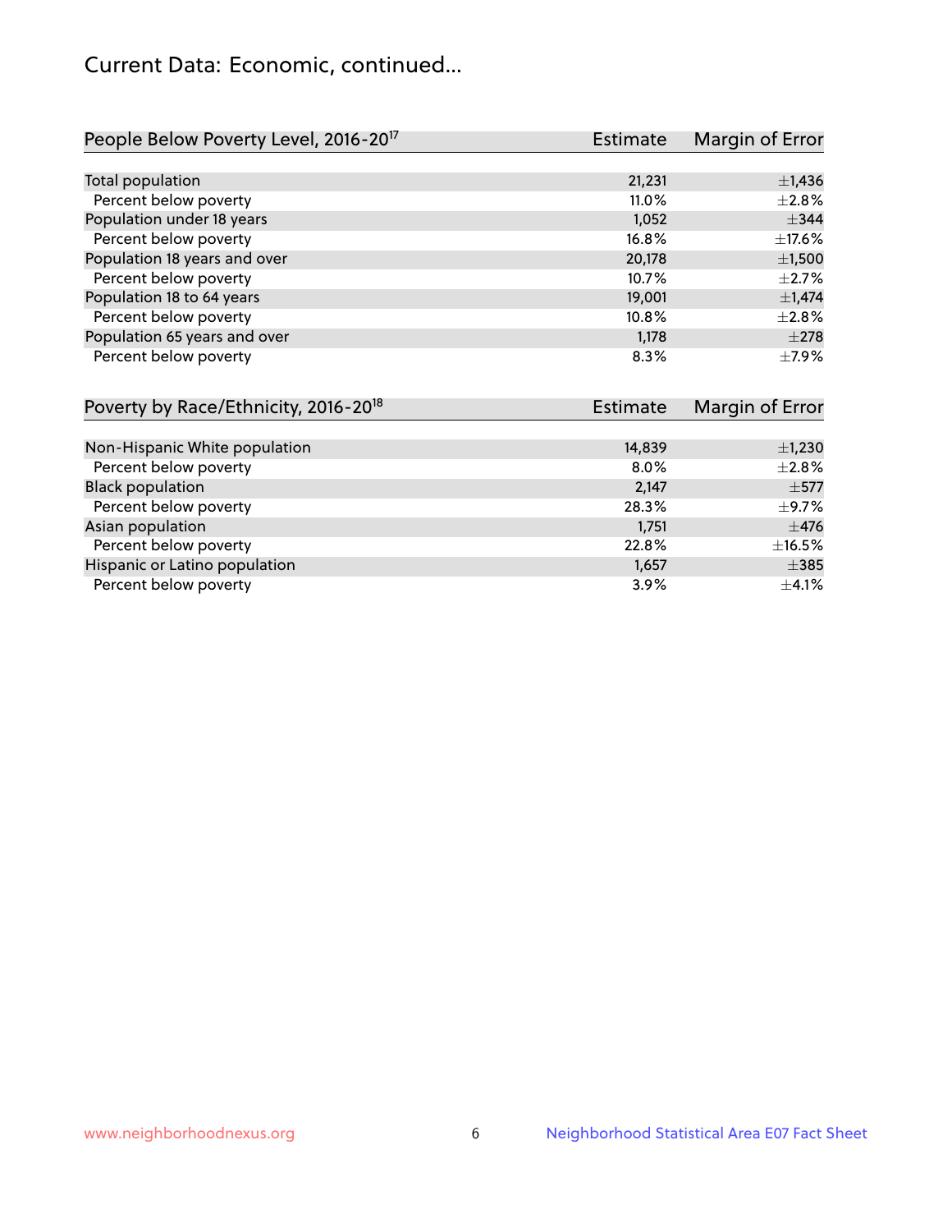# Current Data: Economic, continued...

| People Below Poverty Level, 2016-20[17] | Estimate | Margin of Error |
|---|---|---|
| Total population | 21,231 | ±1,436 |
| Percent below poverty | 11.0% | ±2.8% |
| Population under 18 years | 1,052 | ±344 |
| Percent below poverty | 16.8% | ±17.6% |
| Population 18 years and over | 20,178 | ±1,500 |
| Percent below poverty | 10.7% | ±2.7% |
| Population 18 to 64 years | 19,001 | ±1,474 |
| Percent below poverty | 10.8% | ±2.8% |
| Population 65 years and over | 1,178 | ±278 |
| Percent below poverty | 8.3% | ±7.9% |

| Poverty by Race/Ethnicity, 2016-20[18] | Estimate | Margin of Error |
|---|---|---|
| Non-Hispanic White population | 14,839 | ±1,230 |
| Percent below poverty | 8.0% | ±2.8% |
| Black population | 2,147 | ±577 |
| Percent below poverty | 28.3% | ±9.7% |
| Asian population | 1,751 | ±476 |
| Percent below poverty | 22.8% | ±16.5% |
| Hispanic or Latino population | 1,657 | ±385 |
| Percent below poverty | 3.9% | ±4.1% |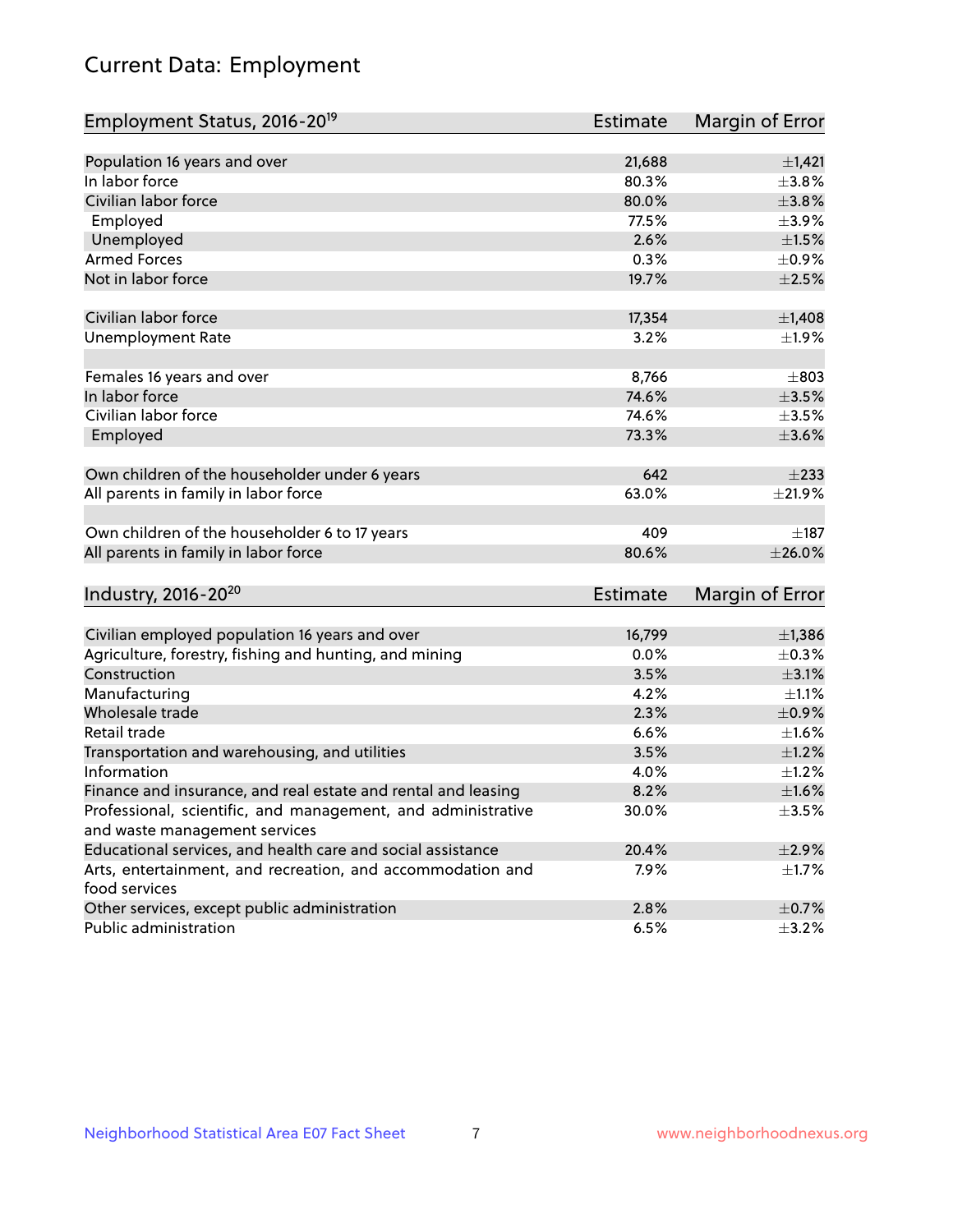# Current Data: Employment

| Employment Status, 2016-20[19] | Estimate | Margin of Error |
|---|---|---|
| Population 16 years and over | 21,688 | ±1,421 |
| In labor force | 80.3% | ±3.8% |
| Civilian labor force | 80.0% | ±3.8% |
| Employed | 77.5% | ±3.9% |
| Unemployed | 2.6% | ±1.5% |
| Armed Forces | 0.3% | ±0.9% |
| Not in labor force | 19.7% | ±2.5% |
| | | |
| Civilian labor force | 17,354 | ±1,408 |
| Unemployment Rate | 3.2% | ±1.9% |
| | | |
| Females 16 years and over | 8,766 | ±803 |
| In labor force | 74.6% | ±3.5% |
| Civilian labor force | 74.6% | ±3.5% |
| Employed | 73.3% | ±3.6% |
| | | |
| Own children of the householder under 6 years | 642 | ±233 |
| All parents in family in labor force | 63.0% | ±21.9% |
| | | |
| Own children of the householder 6 to 17 years | 409 | ±187 |
| All parents in family in labor force | 80.6% | ±26.0% |

| Industry, 2016-20[20] | Estimate | Margin of Error |
|---|---|---|
| Civilian employed population 16 years and over | 16,799 | ±1,386 |
| Agriculture, forestry, fishing and hunting, and mining | 0.0% | ±0.3% |
| Construction | 3.5% | ±3.1% |
| Manufacturing | 4.2% | ±1.1% |
| Wholesale trade | 2.3% | ±0.9% |
| Retail trade | 6.6% | ±1.6% |
| Transportation and warehousing, and utilities | 3.5% | ±1.2% |
| Information | 4.0% | ±1.2% |
| Finance and insurance, and real estate and rental and leasing | 8.2% | ±1.6% |
| Professional, scientific, and management, and administrative and waste management services | 30.0% | ±3.5% |
| Educational services, and health care and social assistance | 20.4% | ±2.9% |
| Arts, entertainment, and recreation, and accommodation and food services | 7.9% | ±1.7% |
| Other services, except public administration | 2.8% | ±0.7% |
| Public administration | 6.5% | ±3.2% |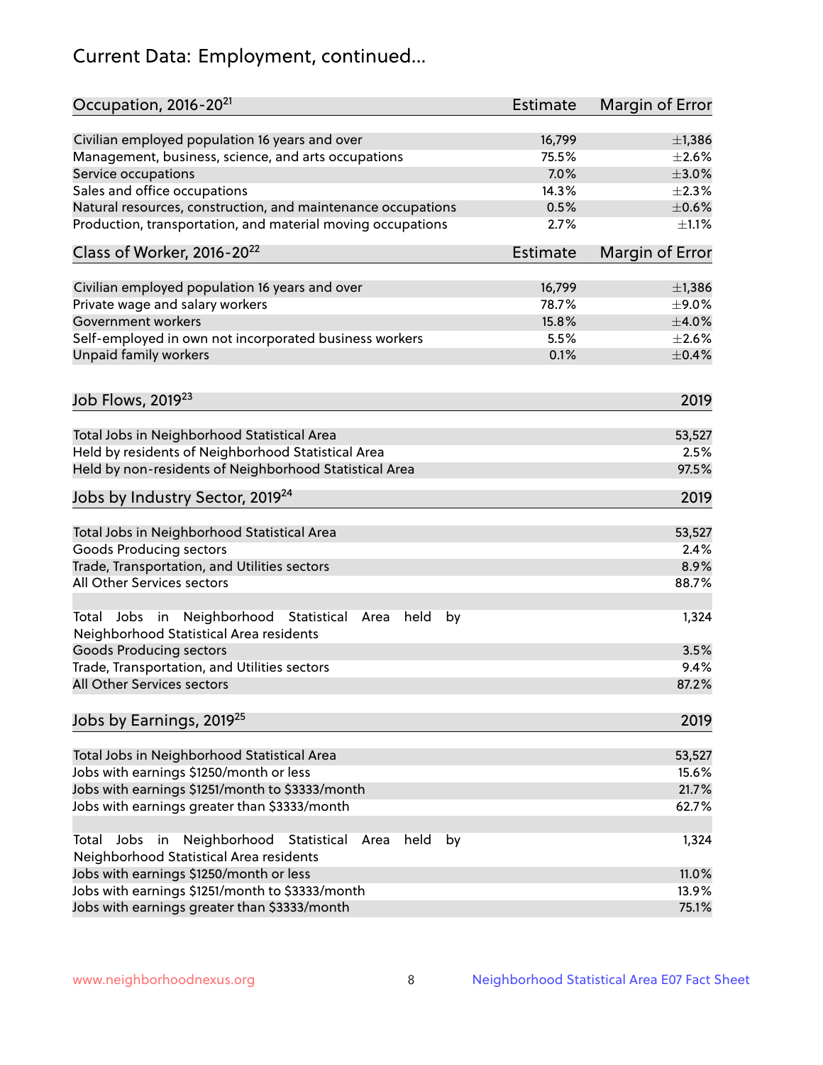## Current Data: Employment, continued...

| Occupation, 2016-20[21] | Estimate | Margin of Error |
| --- | --- | --- |
| Civilian employed population 16 years and over | 16,799 | ±1,386 |
| Management, business, science, and arts occupations | 75.5% | ±2.6% |
| Service occupations | 7.0% | ±3.0% |
| Sales and office occupations | 14.3% | ±2.3% |
| Natural resources, construction, and maintenance occupations | 0.5% | ±0.6% |
| Production, transportation, and material moving occupations | 2.7% | ±1.1% |

| Class of Worker, 2016-20[22] | Estimate | Margin of Error |
| --- | --- | --- |
| Civilian employed population 16 years and over | 16,799 | ±1,386 |
| Private wage and salary workers | 78.7% | ±9.0% |
| Government workers | 15.8% | ±4.0% |
| Self-employed in own not incorporated business workers | 5.5% | ±2.6% |
| Unpaid family workers | 0.1% | ±0.4% |

| Job Flows, 2019[23] | 2019 |
| --- | --- |
| Total Jobs in Neighborhood Statistical Area | 53,527 |
| Held by residents of Neighborhood Statistical Area | 2.5% |
| Held by non-residents of Neighborhood Statistical Area | 97.5% |

| Jobs by Industry Sector, 2019[24] | 2019 |
| --- | --- |
| Total Jobs in Neighborhood Statistical Area | 53,527 |
| Goods Producing sectors | 2.4% |
| Trade, Transportation, and Utilities sectors | 8.9% |
| All Other Services sectors | 88.7% |
| Total Jobs in Neighborhood Statistical Area held by Neighborhood Statistical Area residents | 1,324 |
| Goods Producing sectors | 3.5% |
| Trade, Transportation, and Utilities sectors | 9.4% |
| All Other Services sectors | 87.2% |

| Jobs by Earnings, 2019[25] | 2019 |
| --- | --- |
| Total Jobs in Neighborhood Statistical Area | 53,527 |
| Jobs with earnings $1250/month or less | 15.6% |
| Jobs with earnings $1251/month to $3333/month | 21.7% |
| Jobs with earnings greater than $3333/month | 62.7% |
| Total Jobs in Neighborhood Statistical Area held by Neighborhood Statistical Area residents | 1,324 |
| Jobs with earnings $1250/month or less | 11.0% |
| Jobs with earnings $1251/month to $3333/month | 13.9% |
| Jobs with earnings greater than $3333/month | 75.1% |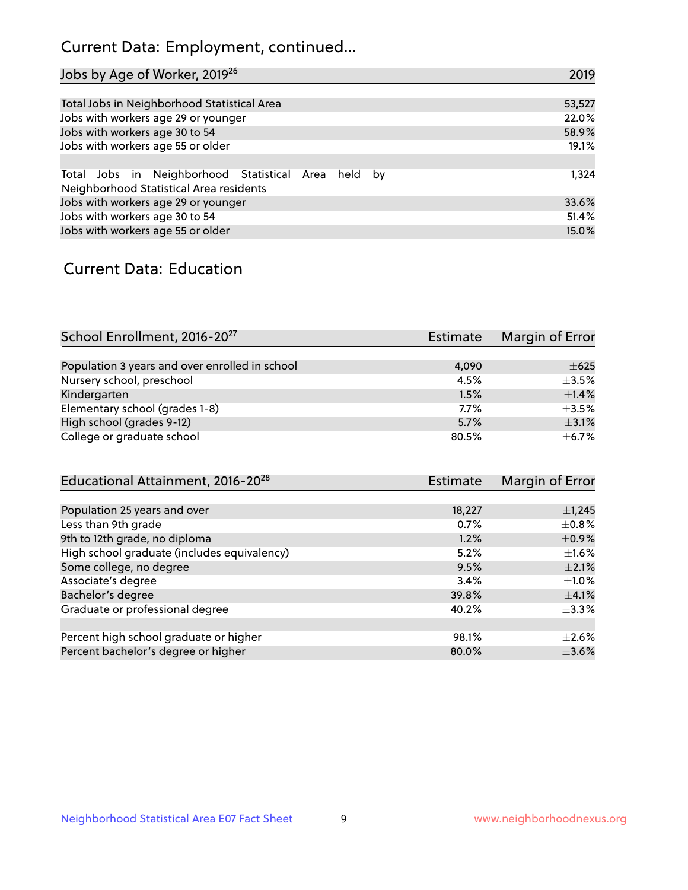## Current Data: Employment, continued...

| Jobs by Age of Worker, 2019[26] | 2019 |
|---|---|
| Total Jobs in Neighborhood Statistical Area | 53,527 |
| Jobs with workers age 29 or younger | 22.0% |
| Jobs with workers age 30 to 54 | 58.9% |
| Jobs with workers age 55 or older | 19.1% |
| | |
| Total Jobs in Neighborhood Statistical Area held by Neighborhood Statistical Area residents | 1,324 |
| Jobs with workers age 29 or younger | 33.6% |
| Jobs with workers age 30 to 54 | 51.4% |
| Jobs with workers age 55 or older | 15.0% |

## Current Data: Education

| School Enrollment, 2016-20[27] | Estimate | Margin of Error |
|---|---|---|
| Population 3 years and over enrolled in school | 4,090 | ±625 |
| Nursery school, preschool | 4.5% | ±3.5% |
| Kindergarten | 1.5% | ±1.4% |
| Elementary school (grades 1-8) | 7.7% | ±3.5% |
| High school (grades 9-12) | 5.7% | ±3.1% |
| College or graduate school | 80.5% | ±6.7% |

| Educational Attainment, 2016-20[28] | Estimate | Margin of Error |
|---|---|---|
| Population 25 years and over | 18,227 | ±1,245 |
| Less than 9th grade | 0.7% | ±0.8% |
| 9th to 12th grade, no diploma | 1.2% | ±0.9% |
| High school graduate (includes equivalency) | 5.2% | ±1.6% |
| Some college, no degree | 9.5% | ±2.1% |
| Associate's degree | 3.4% | ±1.0% |
| Bachelor's degree | 39.8% | ±4.1% |
| Graduate or professional degree | 40.2% | ±3.3% |
| | | |
| Percent high school graduate or higher | 98.1% | ±2.6% |
| Percent bachelor's degree or higher | 80.0% | ±3.6% |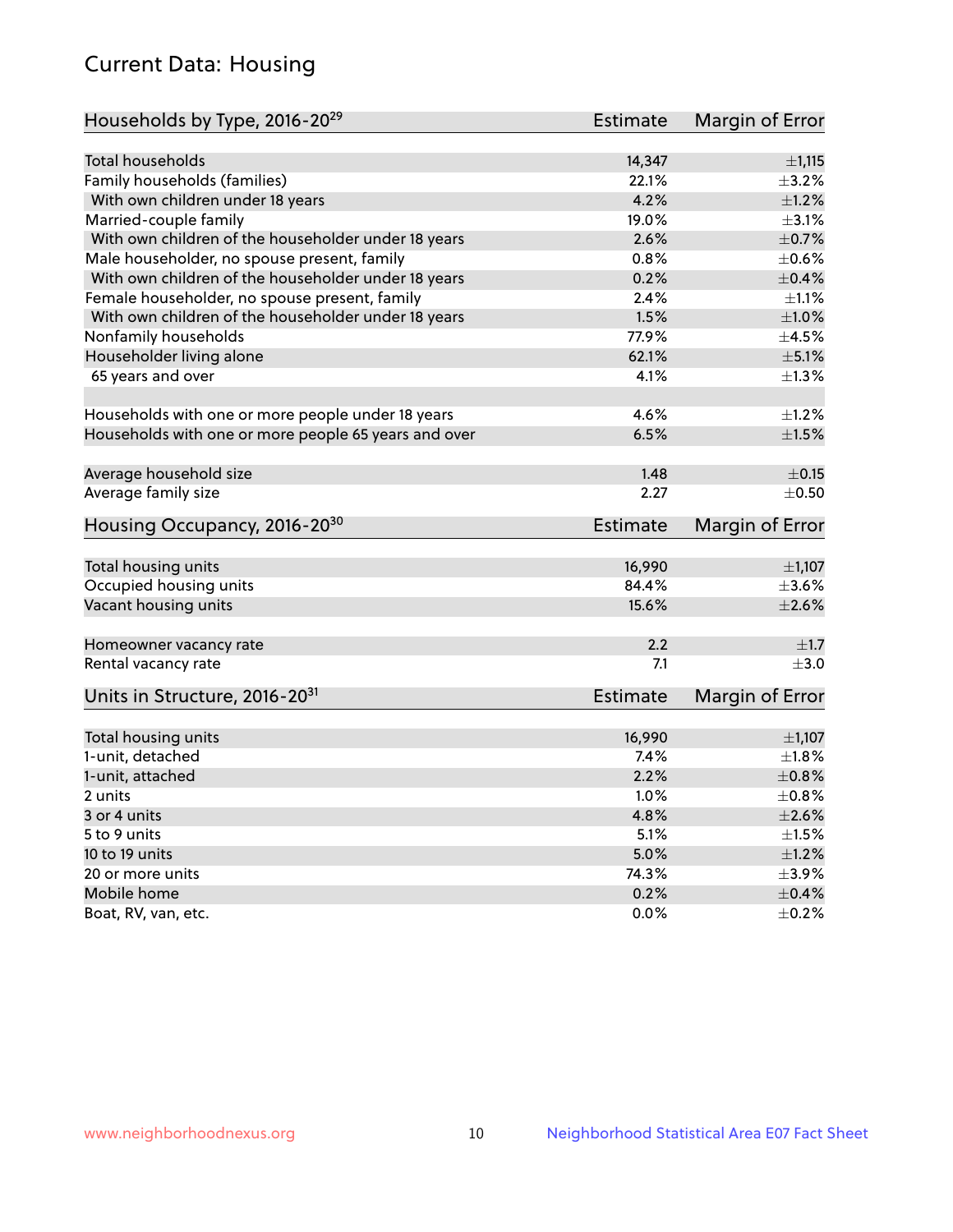## Current Data: Housing

| Households by Type, 2016-20[29] | Estimate | Margin of Error |
|---|---|---|
| Total households | 14,347 | ±1,115 |
| Family households (families) | 22.1% | ±3.2% |
| With own children under 18 years | 4.2% | ±1.2% |
| Married-couple family | 19.0% | ±3.1% |
| With own children of the householder under 18 years | 2.6% | ±0.7% |
| Male householder, no spouse present, family | 0.8% | ±0.6% |
| With own children of the householder under 18 years | 0.2% | ±0.4% |
| Female householder, no spouse present, family | 2.4% | ±1.1% |
| With own children of the householder under 18 years | 1.5% | ±1.0% |
| Nonfamily households | 77.9% | ±4.5% |
| Householder living alone | 62.1% | ±5.1% |
| 65 years and over | 4.1% | ±1.3% |
| Households with one or more people under 18 years | 4.6% | ±1.2% |
| Households with one or more people 65 years and over | 6.5% | ±1.5% |
| Average household size | 1.48 | ±0.15 |
| Average family size | 2.27 | ±0.50 |

| Housing Occupancy, 2016-20[30] | Estimate | Margin of Error |
|---|---|---|
| Total housing units | 16,990 | ±1,107 |
| Occupied housing units | 84.4% | ±3.6% |
| Vacant housing units | 15.6% | ±2.6% |
| Homeowner vacancy rate | 2.2 | ±1.7 |
| Rental vacancy rate | 7.1 | ±3.0 |

| Units in Structure, 2016-20[31] | Estimate | Margin of Error |
|---|---|---|
| Total housing units | 16,990 | ±1,107 |
| 1-unit, detached | 7.4% | ±1.8% |
| 1-unit, attached | 2.2% | ±0.8% |
| 2 units | 1.0% | ±0.8% |
| 3 or 4 units | 4.8% | ±2.6% |
| 5 to 9 units | 5.1% | ±1.5% |
| 10 to 19 units | 5.0% | ±1.2% |
| 20 or more units | 74.3% | ±3.9% |
| Mobile home | 0.2% | ±0.4% |
| Boat, RV, van, etc. | 0.0% | ±0.2% |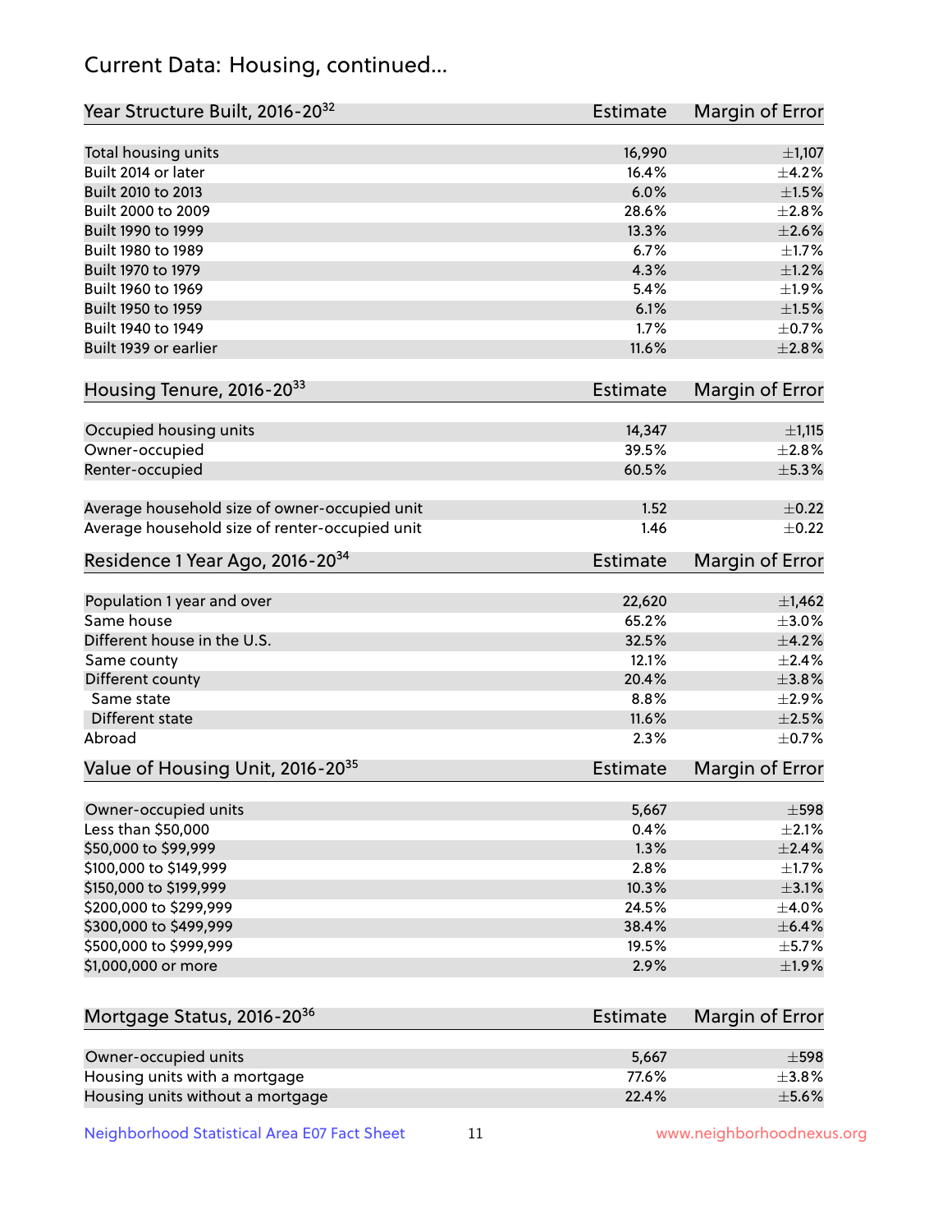## Current Data: Housing, continued...

| Year Structure Built, 2016-20[32] | Estimate | Margin of Error |
|---|---|---|
| Total housing units | 16,990 | ±1,107 |
| Built 2014 or later | 16.4% | ±4.2% |
| Built 2010 to 2013 | 6.0% | ±1.5% |
| Built 2000 to 2009 | 28.6% | ±2.8% |
| Built 1990 to 1999 | 13.3% | ±2.6% |
| Built 1980 to 1989 | 6.7% | ±1.7% |
| Built 1970 to 1979 | 4.3% | ±1.2% |
| Built 1960 to 1969 | 5.4% | ±1.9% |
| Built 1950 to 1959 | 6.1% | ±1.5% |
| Built 1940 to 1949 | 1.7% | ±0.7% |
| Built 1939 or earlier | 11.6% | ±2.8% |

| Housing Tenure, 2016-20[33] | Estimate | Margin of Error |
|---|---|---|
| Occupied housing units | 14,347 | ±1,115 |
| Owner-occupied | 39.5% | ±2.8% |
| Renter-occupied | 60.5% | ±5.3% |
| | | |
| Average household size of owner-occupied unit | 1.52 | ±0.22 |
| Average household size of renter-occupied unit | 1.46 | ±0.22 |

| Residence 1 Year Ago, 2016-20[34] | Estimate | Margin of Error |
|---|---|---|
| Population 1 year and over | 22,620 | ±1,462 |
| Same house | 65.2% | ±3.0% |
| Different house in the U.S. | 32.5% | ±4.2% |
| Same county | 12.1% | ±2.4% |
| Different county | 20.4% | ±3.8% |
| Same state | 8.8% | ±2.9% |
| Different state | 11.6% | ±2.5% |
| Abroad | 2.3% | ±0.7% |

| Value of Housing Unit, 2016-20[35] | Estimate | Margin of Error |
|---|---|---|
| Owner-occupied units | 5,667 | ±598 |
| Less than $50,000 | 0.4% | ±2.1% |
| $50,000 to $99,999 | 1.3% | ±2.4% |
| $100,000 to $149,999 | 2.8% | ±1.7% |
| $150,000 to $199,999 | 10.3% | ±3.1% |
| $200,000 to $299,999 | 24.5% | ±4.0% |
| $300,000 to $499,999 | 38.4% | ±6.4% |
| $500,000 to $999,999 | 19.5% | ±5.7% |
| $1,000,000 or more | 2.9% | ±1.9% |

| Mortgage Status, 2016-20[36] | Estimate | Margin of Error |
|---|---|---|
| Owner-occupied units | 5,667 | ±598 |
| Housing units with a mortgage | 77.6% | ±3.8% |
| Housing units without a mortgage | 22.4% | ±5.6% |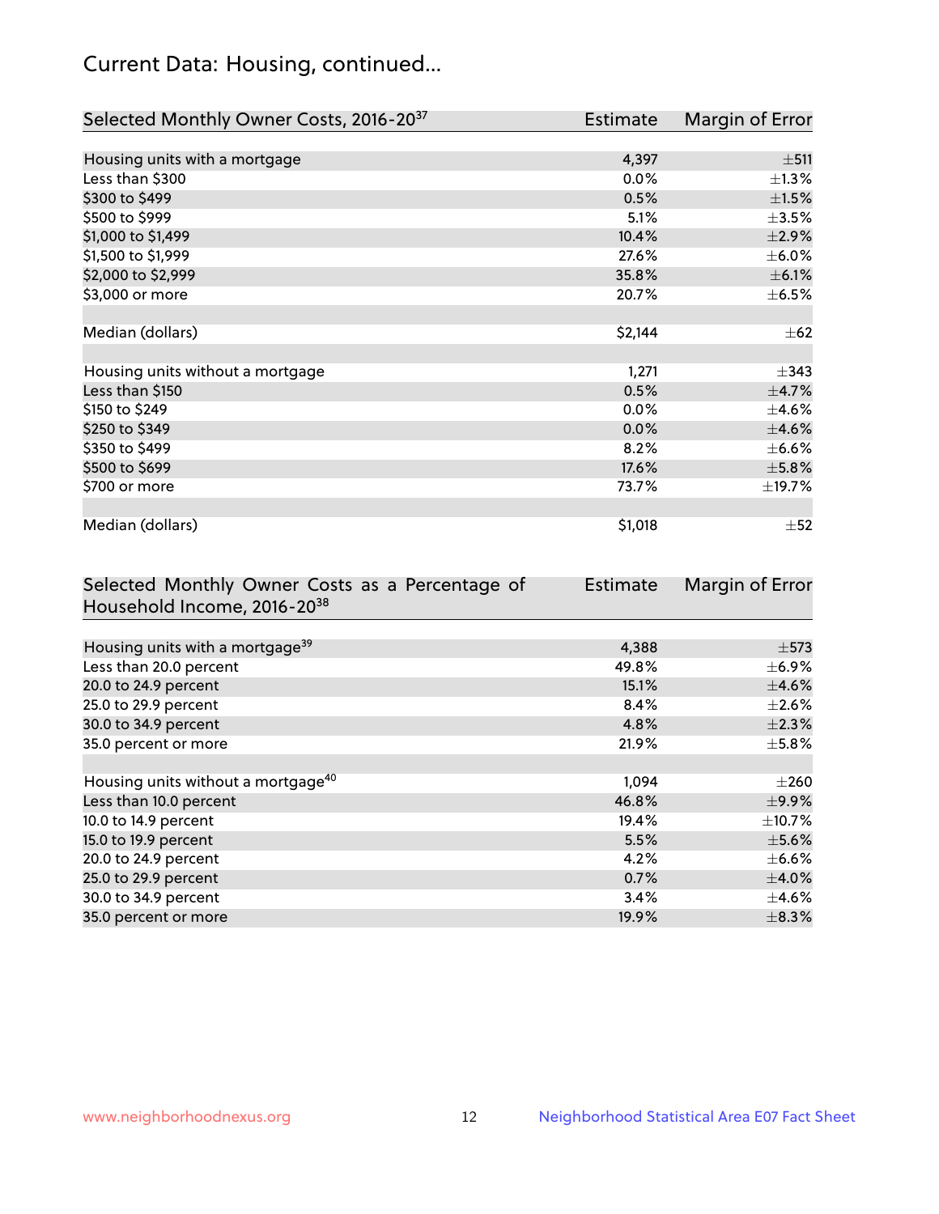## Current Data: Housing, continued...

| Selected Monthly Owner Costs, 2016-20[37] | Estimate | Margin of Error |
|---|---|---|
| Housing units with a mortgage | 4,397 | ±511 |
| Less than $300 | 0.0% | ±1.3% |
| $300 to $499 | 0.5% | ±1.5% |
| $500 to $999 | 5.1% | ±3.5% |
| $1,000 to $1,499 | 10.4% | ±2.9% |
| $1,500 to $1,999 | 27.6% | ±6.0% |
| $2,000 to $2,999 | 35.8% | ±6.1% |
| $3,000 or more | 20.7% | ±6.5% |
| | | |
| Median (dollars) | $2,144 | ±62 |
| | | |
| Housing units without a mortgage | 1,271 | ±343 |
| Less than $150 | 0.5% | ±4.7% |
| $150 to $249 | 0.0% | ±4.6% |
| $250 to $349 | 0.0% | ±4.6% |
| $350 to $499 | 8.2% | ±6.6% |
| $500 to $699 | 17.6% | ±5.8% |
| $700 or more | 73.7% | ±19.7% |
| | | |
| Median (dollars) | $1,018 | ±52 |

| Selected Monthly Owner Costs as a Percentage of Household Income, 2016-20[38] | Estimate | Margin of Error |
|---|---|---|
| Housing units with a mortgage[39] | 4,388 | ±573 |
| Less than 20.0 percent | 49.8% | ±6.9% |
| 20.0 to 24.9 percent | 15.1% | ±4.6% |
| 25.0 to 29.9 percent | 8.4% | ±2.6% |
| 30.0 to 34.9 percent | 4.8% | ±2.3% |
| 35.0 percent or more | 21.9% | ±5.8% |
| | | |
| Housing units without a mortgage[40] | 1,094 | ±260 |
| Less than 10.0 percent | 46.8% | ±9.9% |
| 10.0 to 14.9 percent | 19.4% | ±10.7% |
| 15.0 to 19.9 percent | 5.5% | ±5.6% |
| 20.0 to 24.9 percent | 4.2% | ±6.6% |
| 25.0 to 29.9 percent | 0.7% | ±4.0% |
| 30.0 to 34.9 percent | 3.4% | ±4.6% |
| 35.0 percent or more | 19.9% | ±8.3% |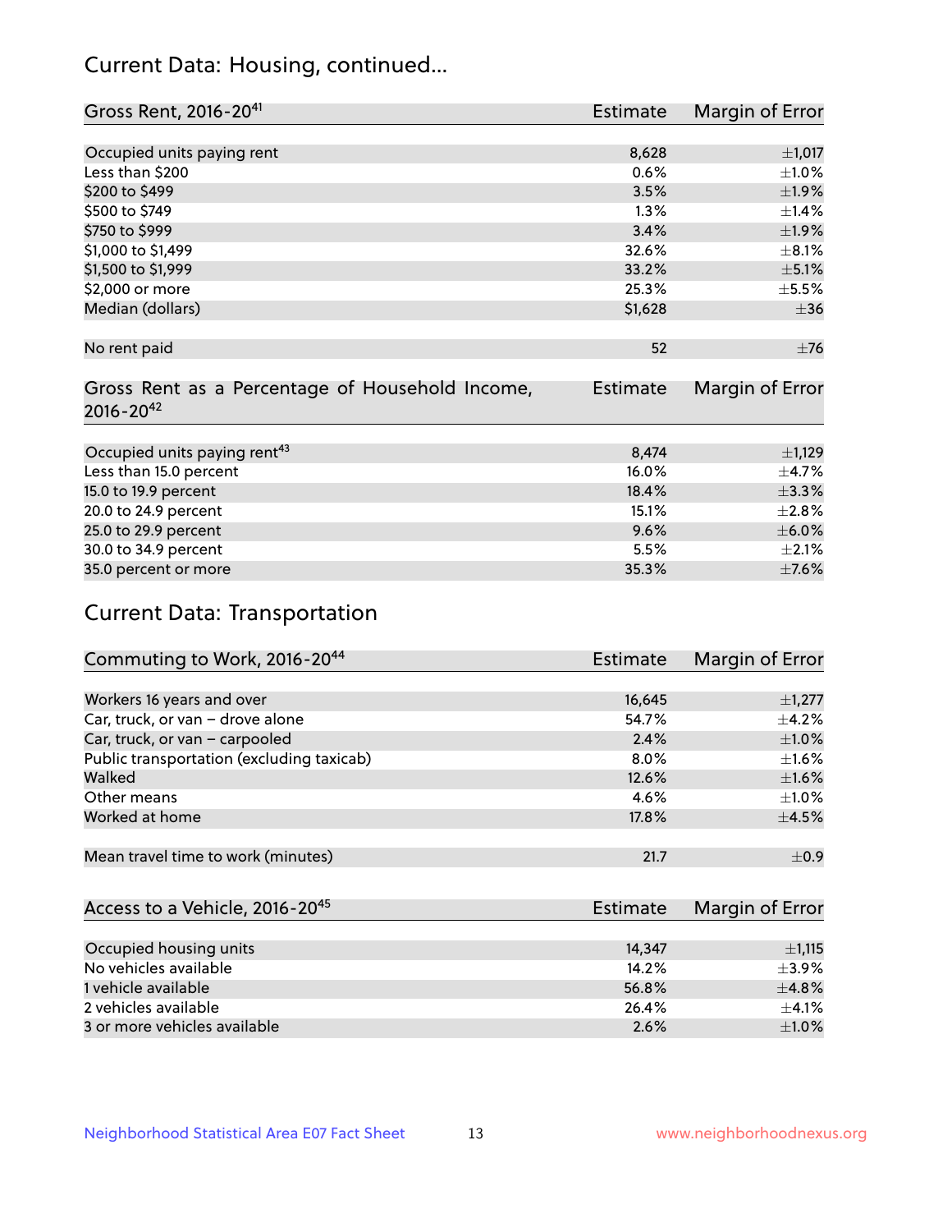## Current Data: Housing, continued...

| Gross Rent, 2016-20[41] | Estimate | Margin of Error |
|---|---|---|
| Occupied units paying rent | 8,628 | ±1,017 |
| Less than $200 | 0.6% | ±1.0% |
| $200 to $499 | 3.5% | ±1.9% |
| $500 to $749 | 1.3% | ±1.4% |
| $750 to $999 | 3.4% | ±1.9% |
| $1,000 to $1,499 | 32.6% | ±8.1% |
| $1,500 to $1,999 | 33.2% | ±5.1% |
| $2,000 or more | 25.3% | ±5.5% |
| Median (dollars) | $1,628 | ±36 |
| No rent paid | 52 | ±76 |

| Gross Rent as a Percentage of Household Income, 2016-20[42] | Estimate | Margin of Error |
|---|---|---|
| Occupied units paying rent[43] | 8,474 | ±1,129 |
| Less than 15.0 percent | 16.0% | ±4.7% |
| 15.0 to 19.9 percent | 18.4% | ±3.3% |
| 20.0 to 24.9 percent | 15.1% | ±2.8% |
| 25.0 to 29.9 percent | 9.6% | ±6.0% |
| 30.0 to 34.9 percent | 5.5% | ±2.1% |
| 35.0 percent or more | 35.3% | ±7.6% |

## Current Data: Transportation

| Commuting to Work, 2016-20[44] | Estimate | Margin of Error |
|---|---|---|
| Workers 16 years and over | 16,645 | ±1,277 |
| Car, truck, or van – drove alone | 54.7% | ±4.2% |
| Car, truck, or van – carpooled | 2.4% | ±1.0% |
| Public transportation (excluding taxicab) | 8.0% | ±1.6% |
| Walked | 12.6% | ±1.6% |
| Other means | 4.6% | ±1.0% |
| Worked at home | 17.8% | ±4.5% |
| Mean travel time to work (minutes) | 21.7 | ±0.9 |

| Access to a Vehicle, 2016-20[45] | Estimate | Margin of Error |
|---|---|---|
| Occupied housing units | 14,347 | ±1,115 |
| No vehicles available | 14.2% | ±3.9% |
| 1 vehicle available | 56.8% | ±4.8% |
| 2 vehicles available | 26.4% | ±4.1% |
| 3 or more vehicles available | 2.6% | ±1.0% |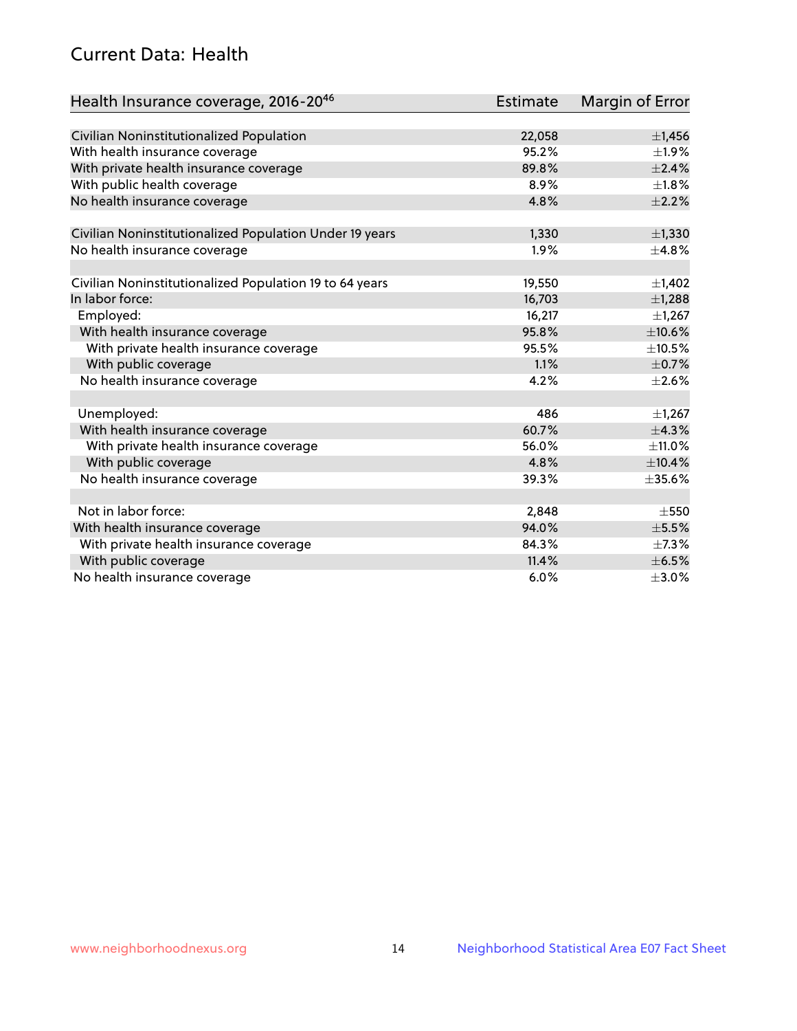## Current Data: Health

| Health Insurance coverage, 2016-20[46] | Estimate | Margin of Error |
|---|---|---|
| Civilian Noninstitutionalized Population | 22,058 | ±1,456 |
| With health insurance coverage | 95.2% | ±1.9% |
| With private health insurance coverage | 89.8% | ±2.4% |
| With public health coverage | 8.9% | ±1.8% |
| No health insurance coverage | 4.8% | ±2.2% |
| | | |
| Civilian Noninstitutionalized Population Under 19 years | 1,330 | ±1,330 |
| No health insurance coverage | 1.9% | ±4.8% |
| | | |
| Civilian Noninstitutionalized Population 19 to 64 years | 19,550 | ±1,402 |
| In labor force: | 16,703 | ±1,288 |
| Employed: | 16,217 | ±1,267 |
| With health insurance coverage | 95.8% | ±10.6% |
| With private health insurance coverage | 95.5% | ±10.5% |
| With public coverage | 1.1% | ±0.7% |
| No health insurance coverage | 4.2% | ±2.6% |
| | | |
| Unemployed: | 486 | ±1,267 |
| With health insurance coverage | 60.7% | ±4.3% |
| With private health insurance coverage | 56.0% | ±11.0% |
| With public coverage | 4.8% | ±10.4% |
| No health insurance coverage | 39.3% | ±35.6% |
| | | |
| Not in labor force: | 2,848 | ±550 |
| With health insurance coverage | 94.0% | ±5.5% |
| With private health insurance coverage | 84.3% | ±7.3% |
| With public coverage | 11.4% | ±6.5% |
| No health insurance coverage | 6.0% | ±3.0% |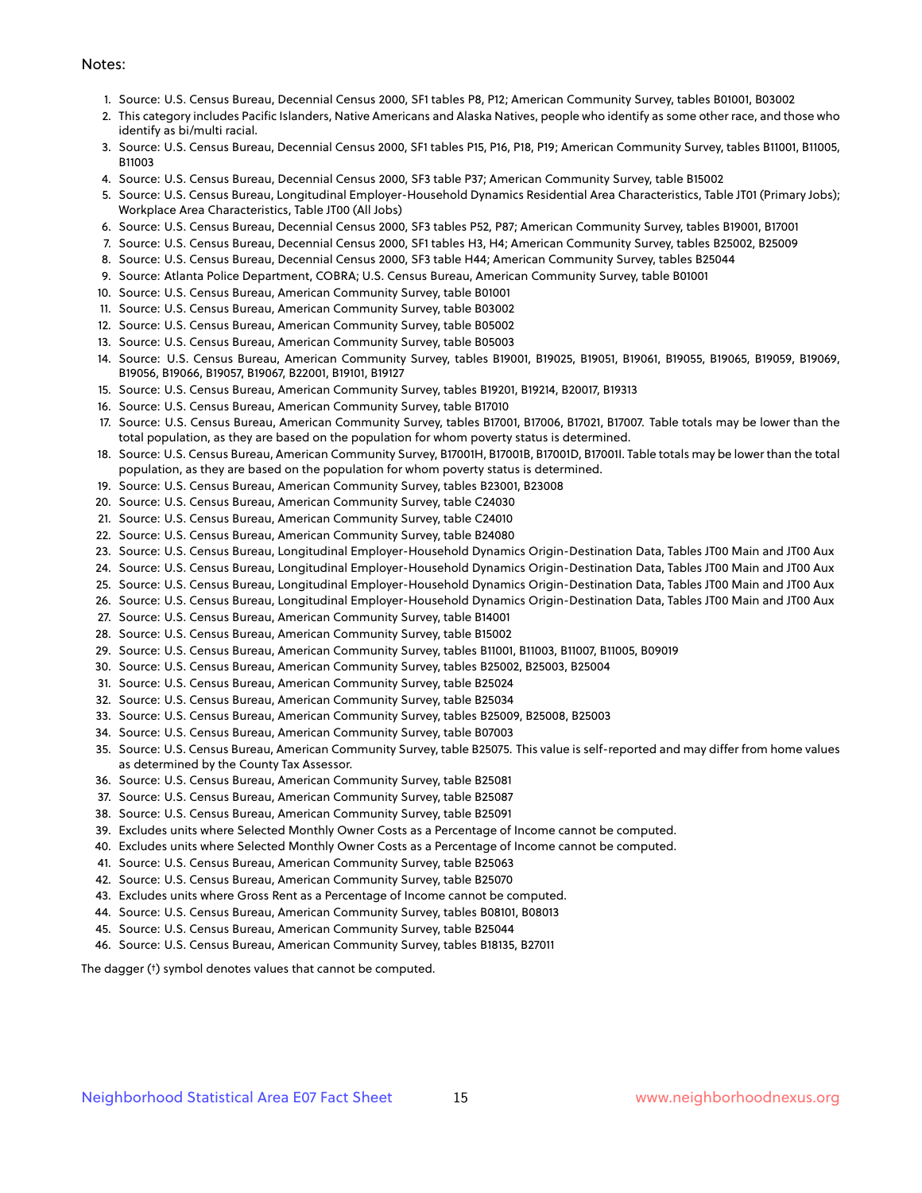Notes:

1. Source: U.S. Census Bureau, Decennial Census 2000, SF1 tables P8, P12; American Community Survey, tables B01001, B03002
2. This category includes Pacific Islanders, Native Americans and Alaska Natives, people who identify as some other race, and those who identify as bi/multi racial.
3. Source: U.S. Census Bureau, Decennial Census 2000, SF1 tables P15, P16, P18, P19; American Community Survey, tables B11001, B11005, B11003
4. Source: U.S. Census Bureau, Decennial Census 2000, SF3 table P37; American Community Survey, table B15002
5. Source: U.S. Census Bureau, Longitudinal Employer-Household Dynamics Residential Area Characteristics, Table JT01 (Primary Jobs); Workplace Area Characteristics, Table JT00 (All Jobs)
6. Source: U.S. Census Bureau, Decennial Census 2000, SF3 tables P52, P87; American Community Survey, tables B19001, B17001
7. Source: U.S. Census Bureau, Decennial Census 2000, SF1 tables H3, H4; American Community Survey, tables B25002, B25009
8. Source: U.S. Census Bureau, Decennial Census 2000, SF3 table H44; American Community Survey, tables B25044
9. Source: Atlanta Police Department, COBRA; U.S. Census Bureau, American Community Survey, table B01001
10. Source: U.S. Census Bureau, American Community Survey, table B01001
11. Source: U.S. Census Bureau, American Community Survey, table B03002
12. Source: U.S. Census Bureau, American Community Survey, table B05002
13. Source: U.S. Census Bureau, American Community Survey, table B05003
14. Source: U.S. Census Bureau, American Community Survey, tables B19001, B19025, B19051, B19061, B19055, B19065, B19059, B19069, B19056, B19066, B19057, B19067, B22001, B19101, B19127
15. Source: U.S. Census Bureau, American Community Survey, tables B19201, B19214, B20017, B19313
16. Source: U.S. Census Bureau, American Community Survey, table B17010
17. Source: U.S. Census Bureau, American Community Survey, tables B17001, B17006, B17021, B17007. Table totals may be lower than the total population, as they are based on the population for whom poverty status is determined.
18. Source: U.S. Census Bureau, American Community Survey, B17001H, B17001B, B17001D, B17001I. Table totals may be lower than the total population, as they are based on the population for whom poverty status is determined.
19. Source: U.S. Census Bureau, American Community Survey, tables B23001, B23008
20. Source: U.S. Census Bureau, American Community Survey, table C24030
21. Source: U.S. Census Bureau, American Community Survey, table C24010
22. Source: U.S. Census Bureau, American Community Survey, table B24080
23. Source: U.S. Census Bureau, Longitudinal Employer-Household Dynamics Origin-Destination Data, Tables JT00 Main and JT00 Aux
24. Source: U.S. Census Bureau, Longitudinal Employer-Household Dynamics Origin-Destination Data, Tables JT00 Main and JT00 Aux
25. Source: U.S. Census Bureau, Longitudinal Employer-Household Dynamics Origin-Destination Data, Tables JT00 Main and JT00 Aux
26. Source: U.S. Census Bureau, Longitudinal Employer-Household Dynamics Origin-Destination Data, Tables JT00 Main and JT00 Aux
27. Source: U.S. Census Bureau, American Community Survey, table B14001
28. Source: U.S. Census Bureau, American Community Survey, table B15002
29. Source: U.S. Census Bureau, American Community Survey, tables B11001, B11003, B11007, B11005, B09019
30. Source: U.S. Census Bureau, American Community Survey, tables B25002, B25003, B25004
31. Source: U.S. Census Bureau, American Community Survey, table B25024
32. Source: U.S. Census Bureau, American Community Survey, table B25034
33. Source: U.S. Census Bureau, American Community Survey, tables B25009, B25008, B25003
34. Source: U.S. Census Bureau, American Community Survey, table B07003
35. Source: U.S. Census Bureau, American Community Survey, table B25075. This value is self-reported and may differ from home values as determined by the County Tax Assessor.
36. Source: U.S. Census Bureau, American Community Survey, table B25081
37. Source: U.S. Census Bureau, American Community Survey, table B25087
38. Source: U.S. Census Bureau, American Community Survey, table B25091
39. Excludes units where Selected Monthly Owner Costs as a Percentage of Income cannot be computed.
40. Excludes units where Selected Monthly Owner Costs as a Percentage of Income cannot be computed.
41. Source: U.S. Census Bureau, American Community Survey, table B25063
42. Source: U.S. Census Bureau, American Community Survey, table B25070
43. Excludes units where Gross Rent as a Percentage of Income cannot be computed.
44. Source: U.S. Census Bureau, American Community Survey, tables B08101, B08013
45. Source: U.S. Census Bureau, American Community Survey, table B25044
46. Source: U.S. Census Bureau, American Community Survey, tables B18135, B27011

The dagger (†) symbol denotes values that cannot be computed.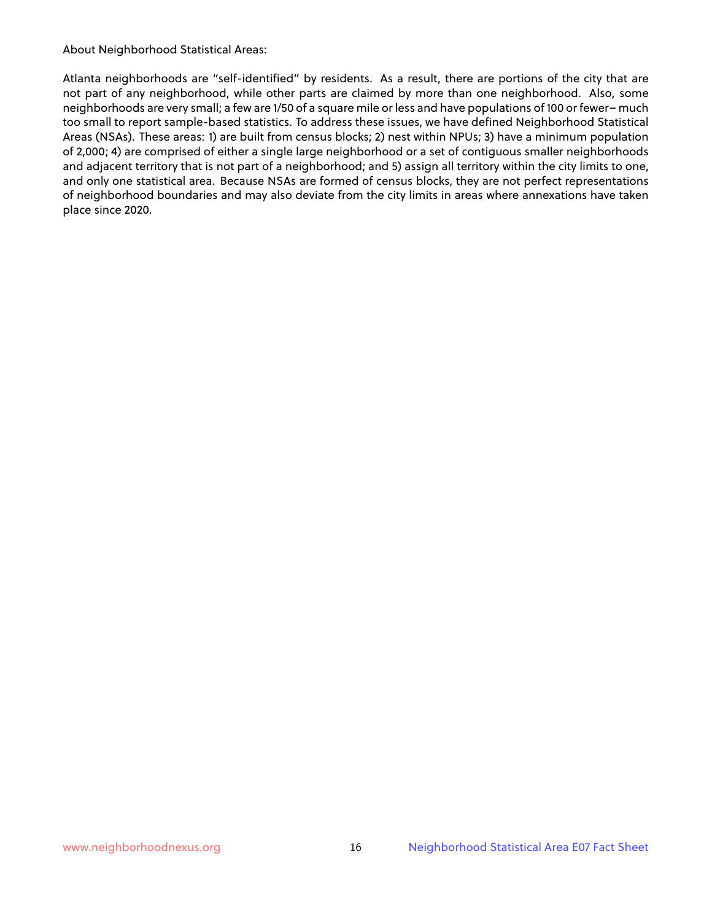About Neighborhood Statistical Areas:

Atlanta neighborhoods are "self-identified" by residents. As a result, there are portions of the city that are not part of any neighborhood, while other parts are claimed by more than one neighborhood. Also, some neighborhoods are very small; a few are 1/50 of a square mile or less and have populations of 100 or fewer– much too small to report sample-based statistics. To address these issues, we have defined Neighborhood Statistical Areas (NSAs). These areas: 1) are built from census blocks; 2) nest within NPUs; 3) have a minimum population of 2,000; 4) are comprised of either a single large neighborhood or a set of contiguous smaller neighborhoods and adjacent territory that is not part of a neighborhood; and 5) assign all territory within the city limits to one, and only one statistical area. Because NSAs are formed of census blocks, they are not perfect representations of neighborhood boundaries and may also deviate from the city limits in areas where annexations have taken place since 2020.